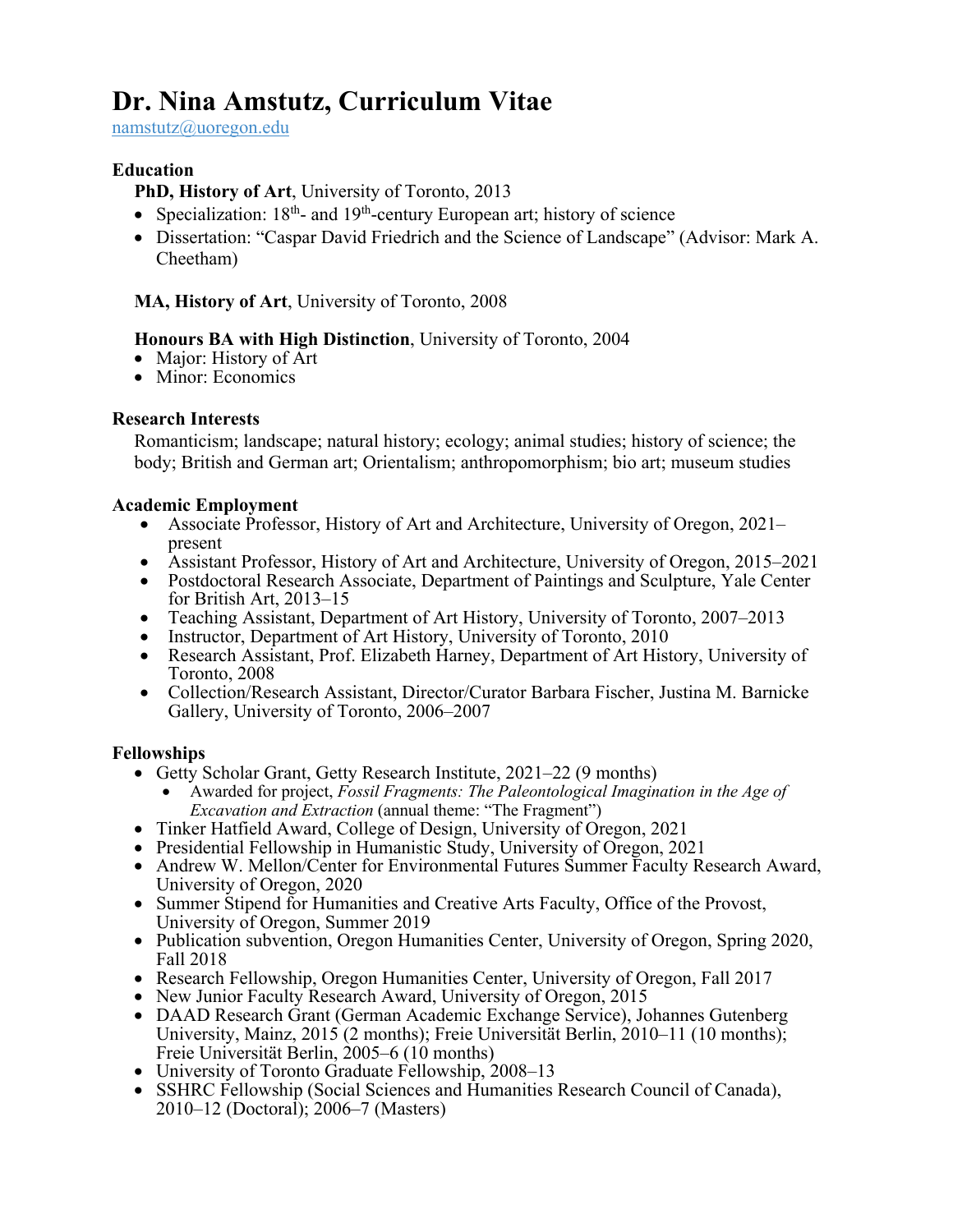# Dr. Nina Amstutz, Curriculum Vitae

namstutz@uoregon.edu

## Education

**PhD, History of Art**, University of Toronto, 2013

- Specialization: 18th- and 19th-century European art; history of science
- Dissertation: "Caspar David Friedrich and the Science of Landscape" (Advisor: Mark A. Cheetham)

**MA, History of Art**, University of Toronto, 2008

**Honours BA with High Distinction**, University of Toronto, 2004

- Major: History of Art
- Minor: Economics

## Research Interests

Romanticism; landscape; natural history; ecology; animal studies; history of science; the body; British and German art; Orientalism; anthropomorphism; bio art; museum studies

## Academic Employment

- Associate Professor, History of Art and Architecture, University of Oregon, 2021–present
- Assistant Professor, History of Art and Architecture, University of Oregon, 2015–2021
- Postdoctoral Research Associate, Department of Paintings and Sculpture, Yale Center for British Art, 2013–15
- Teaching Assistant, Department of Art History, University of Toronto, 2007–2013
- Instructor, Department of Art History, University of Toronto, 2010
- Research Assistant, Prof. Elizabeth Harney, Department of Art History, University of Toronto, 2008
- Collection/Research Assistant, Director/Curator Barbara Fischer, Justina M. Barnicke Gallery, University of Toronto, 2006–2007

## Fellowships

- Getty Scholar Grant, Getty Research Institute, 2021–22 (9 months)
  - Awarded for project, *Fossil Fragments: The Paleontological Imagination in the Age of Excavation and Extraction* (annual theme: "The Fragment")
- Tinker Hatfield Award, College of Design, University of Oregon, 2021
- Presidential Fellowship in Humanistic Study, University of Oregon, 2021
- Andrew W. Mellon/Center for Environmental Futures Summer Faculty Research Award, University of Oregon, 2020
- Summer Stipend for Humanities and Creative Arts Faculty, Office of the Provost, University of Oregon, Summer 2019
- Publication subvention, Oregon Humanities Center, University of Oregon, Spring 2020, Fall 2018
- Research Fellowship, Oregon Humanities Center, University of Oregon, Fall 2017
- New Junior Faculty Research Award, University of Oregon, 2015
- DAAD Research Grant (German Academic Exchange Service), Johannes Gutenberg University, Mainz, 2015 (2 months); Freie Universität Berlin, 2010–11 (10 months); Freie Universität Berlin, 2005–6 (10 months)
- University of Toronto Graduate Fellowship, 2008–13
- SSHRC Fellowship (Social Sciences and Humanities Research Council of Canada), 2010–12 (Doctoral); 2006–7 (Masters)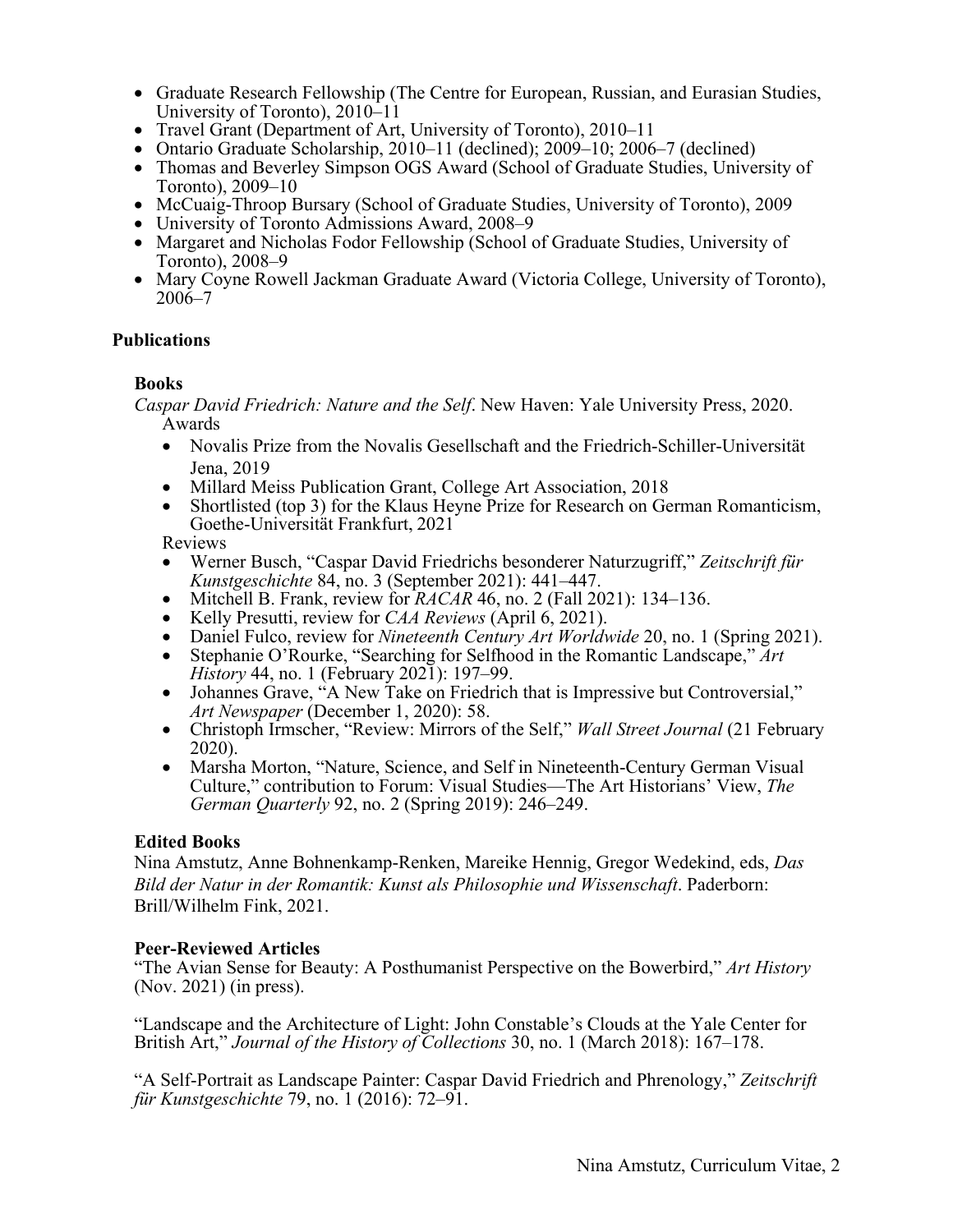- Graduate Research Fellowship (The Centre for European, Russian, and Eurasian Studies, University of Toronto), 2010–11
- Travel Grant (Department of Art, University of Toronto), 2010–11
- Ontario Graduate Scholarship, 2010–11 (declined); 2009–10; 2006–7 (declined)
- Thomas and Beverley Simpson OGS Award (School of Graduate Studies, University of Toronto), 2009–10
- McCuaig-Throop Bursary (School of Graduate Studies, University of Toronto), 2009
- University of Toronto Admissions Award, 2008–9
- Margaret and Nicholas Fodor Fellowship (School of Graduate Studies, University of Toronto), 2008–9
- Mary Coyne Rowell Jackman Graduate Award (Victoria College, University of Toronto), 2006–7

## Publications

### Books

*Caspar David Friedrich: Nature and the Self*. New Haven: Yale University Press, 2020.

Awards

- Novalis Prize from the Novalis Gesellschaft and the Friedrich-Schiller-Universität Jena, 2019
- Millard Meiss Publication Grant, College Art Association, 2018
- Shortlisted (top 3) for the Klaus Heyne Prize for Research on German Romanticism, Goethe-Universität Frankfurt, 2021

Reviews

- Werner Busch, "Caspar David Friedrichs besonderer Naturzugriff," *Zeitschrift für Kunstgeschichte* 84, no. 3 (September 2021): 441–447.
- Mitchell B. Frank, review for *RACAR* 46, no. 2 (Fall 2021): 134–136.
- Kelly Presutti, review for *CAA Reviews* (April 6, 2021).
- Daniel Fulco, review for *Nineteenth Century Art Worldwide* 20, no. 1 (Spring 2021).
- Stephanie O'Rourke, "Searching for Selfhood in the Romantic Landscape," *Art History* 44, no. 1 (February 2021): 197–99.
- Johannes Grave, "A New Take on Friedrich that is Impressive but Controversial," *Art Newspaper* (December 1, 2020): 58.
- Christoph Irmscher, "Review: Mirrors of the Self," *Wall Street Journal* (21 February 2020).
- Marsha Morton, "Nature, Science, and Self in Nineteenth-Century German Visual Culture," contribution to Forum: Visual Studies—The Art Historians' View, *The German Quarterly* 92, no. 2 (Spring 2019): 246–249.

### Edited Books

Nina Amstutz, Anne Bohnenkamp-Renken, Mareike Hennig, Gregor Wedekind, eds, *Das Bild der Natur in der Romantik: Kunst als Philosophie und Wissenschaft*. Paderborn: Brill/Wilhelm Fink, 2021.

### Peer-Reviewed Articles

"The Avian Sense for Beauty: A Posthumanist Perspective on the Bowerbird," *Art History* (Nov. 2021) (in press).

"Landscape and the Architecture of Light: John Constable's Clouds at the Yale Center for British Art," *Journal of the History of Collections* 30, no. 1 (March 2018): 167–178.

"A Self-Portrait as Landscape Painter: Caspar David Friedrich and Phrenology," *Zeitschrift für Kunstgeschichte* 79, no. 1 (2016): 72–91.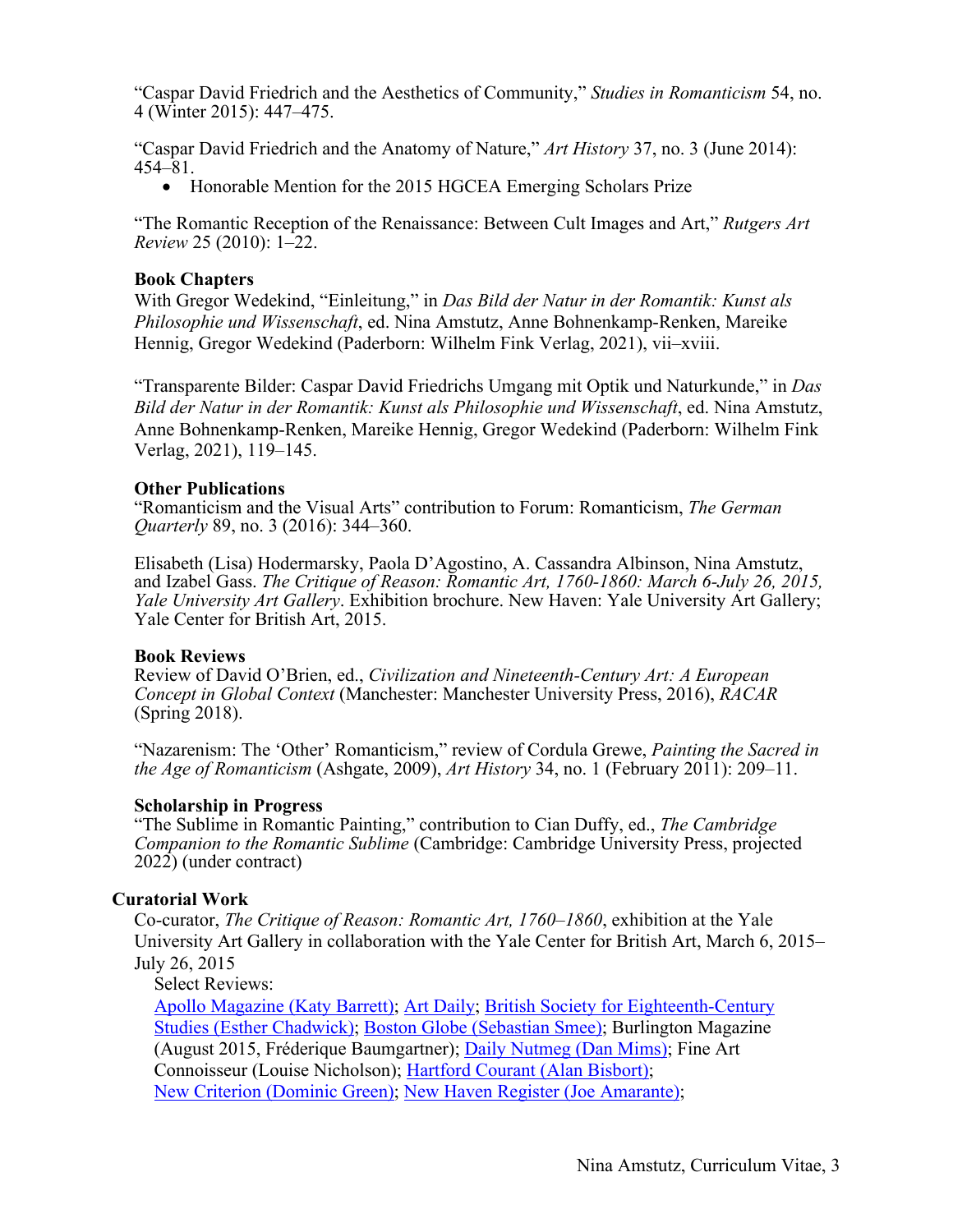"Caspar David Friedrich and the Aesthetics of Community," *Studies in Romanticism* 54, no. 4 (Winter 2015): 447–475.

"Caspar David Friedrich and the Anatomy of Nature," *Art History* 37, no. 3 (June 2014): 454–81.

- Honorable Mention for the 2015 HGCEA Emerging Scholars Prize

"The Romantic Reception of the Renaissance: Between Cult Images and Art," *Rutgers Art Review* 25 (2010): 1–22.

**Book Chapters**

With Gregor Wedekind, "Einleitung," in *Das Bild der Natur in der Romantik: Kunst als Philosophie und Wissenschaft*, ed. Nina Amstutz, Anne Bohnenkamp-Renken, Mareike Hennig, Gregor Wedekind (Paderborn: Wilhelm Fink Verlag, 2021), vii–xviii.

"Transparente Bilder: Caspar David Friedrichs Umgang mit Optik und Naturkunde," in *Das Bild der Natur in der Romantik: Kunst als Philosophie und Wissenschaft*, ed. Nina Amstutz, Anne Bohnenkamp-Renken, Mareike Hennig, Gregor Wedekind (Paderborn: Wilhelm Fink Verlag, 2021), 119–145.

**Other Publications**

"Romanticism and the Visual Arts" contribution to Forum: Romanticism, *The German Quarterly* 89, no. 3 (2016): 344–360.

Elisabeth (Lisa) Hodermarsky, Paola D'Agostino, A. Cassandra Albinson, Nina Amstutz, and Izabel Gass. *The Critique of Reason: Romantic Art, 1760-1860: March 6-July 26, 2015, Yale University Art Gallery*. Exhibition brochure. New Haven: Yale University Art Gallery; Yale Center for British Art, 2015.

**Book Reviews**

Review of David O'Brien, ed., *Civilization and Nineteenth-Century Art: A European Concept in Global Context* (Manchester: Manchester University Press, 2016), *RACAR* (Spring 2018).

"Nazarenism: The 'Other' Romanticism," review of Cordula Grewe, *Painting the Sacred in the Age of Romanticism* (Ashgate, 2009), *Art History* 34, no. 1 (February 2011): 209–11.

**Scholarship in Progress**

"The Sublime in Romantic Painting," contribution to Cian Duffy, ed., *The Cambridge Companion to the Romantic Sublime* (Cambridge: Cambridge University Press, projected 2022) (under contract)

## Curatorial Work

Co-curator, *The Critique of Reason: Romantic Art, 1760–1860*, exhibition at the Yale University Art Gallery in collaboration with the Yale Center for British Art, March 6, 2015–July 26, 2015

Select Reviews:
Apollo Magazine (Katy Barrett); Art Daily; British Society for Eighteenth-Century Studies (Esther Chadwick); Boston Globe (Sebastian Smee); Burlington Magazine (August 2015, Fréderique Baumgartner); Daily Nutmeg (Dan Mims); Fine Art Connoisseur (Louise Nicholson); Hartford Courant (Alan Bisbort); New Criterion (Dominic Green); New Haven Register (Joe Amarante);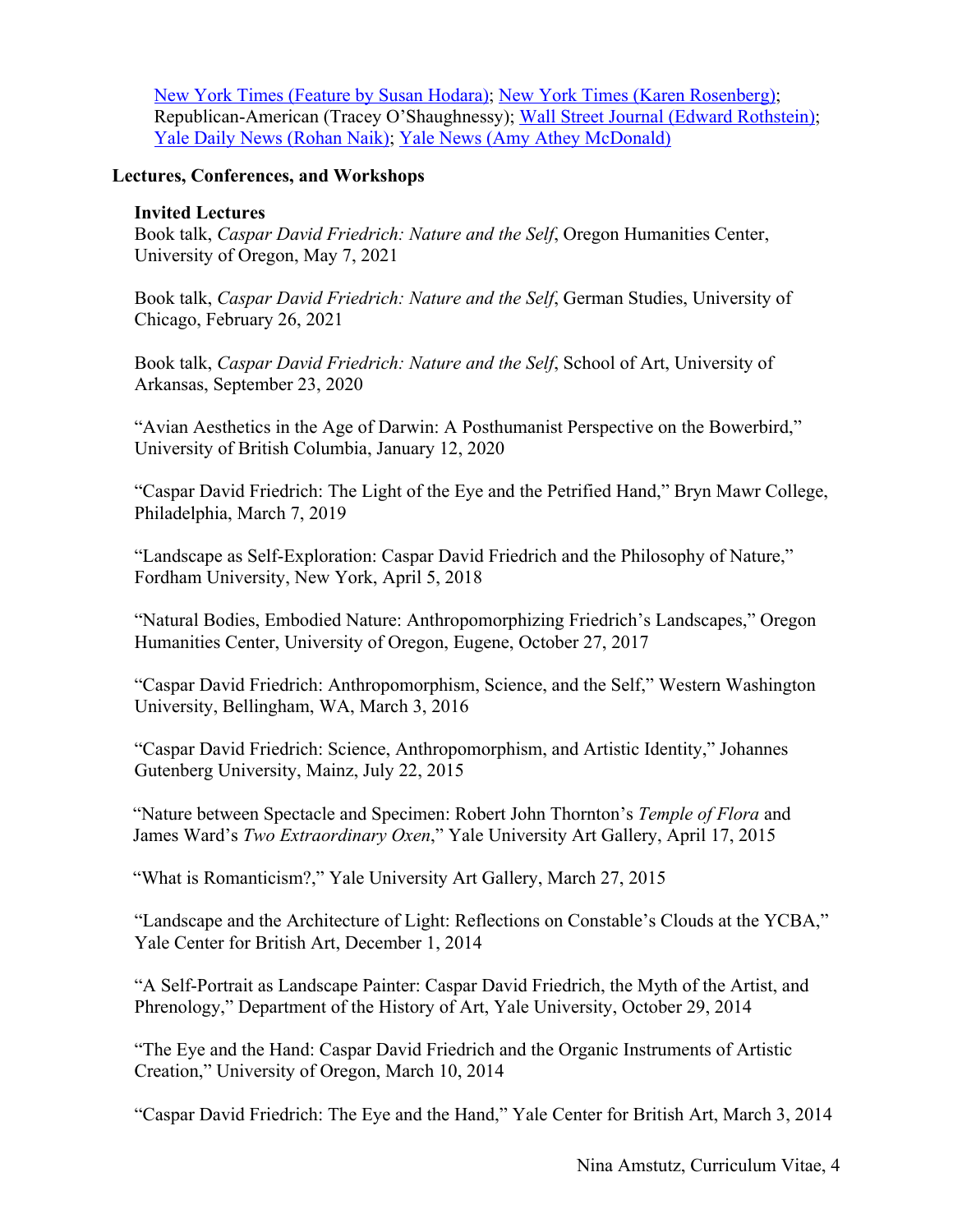New York Times (Feature by Susan Hodara); New York Times (Karen Rosenberg); Republican-American (Tracey O'Shaughnessy); Wall Street Journal (Edward Rothstein); Yale Daily News (Rohan Naik); Yale News (Amy Athey McDonald)

## Lectures, Conferences, and Workshops

### Invited Lectures

Book talk, *Caspar David Friedrich: Nature and the Self*, Oregon Humanities Center, University of Oregon, May 7, 2021

Book talk, *Caspar David Friedrich: Nature and the Self*, German Studies, University of Chicago, February 26, 2021

Book talk, *Caspar David Friedrich: Nature and the Self*, School of Art, University of Arkansas, September 23, 2020

"Avian Aesthetics in the Age of Darwin: A Posthumanist Perspective on the Bowerbird," University of British Columbia, January 12, 2020

"Caspar David Friedrich: The Light of the Eye and the Petrified Hand," Bryn Mawr College, Philadelphia, March 7, 2019

"Landscape as Self-Exploration: Caspar David Friedrich and the Philosophy of Nature," Fordham University, New York, April 5, 2018

"Natural Bodies, Embodied Nature: Anthropomorphizing Friedrich's Landscapes," Oregon Humanities Center, University of Oregon, Eugene, October 27, 2017

"Caspar David Friedrich: Anthropomorphism, Science, and the Self," Western Washington University, Bellingham, WA, March 3, 2016

"Caspar David Friedrich: Science, Anthropomorphism, and Artistic Identity," Johannes Gutenberg University, Mainz, July 22, 2015

"Nature between Spectacle and Specimen: Robert John Thornton's *Temple of Flora* and James Ward's *Two Extraordinary Oxen*," Yale University Art Gallery, April 17, 2015

"What is Romanticism?," Yale University Art Gallery, March 27, 2015

"Landscape and the Architecture of Light: Reflections on Constable's Clouds at the YCBA," Yale Center for British Art, December 1, 2014

"A Self-Portrait as Landscape Painter: Caspar David Friedrich, the Myth of the Artist, and Phrenology," Department of the History of Art, Yale University, October 29, 2014

"The Eye and the Hand: Caspar David Friedrich and the Organic Instruments of Artistic Creation," University of Oregon, March 10, 2014

"Caspar David Friedrich: The Eye and the Hand," Yale Center for British Art, March 3, 2014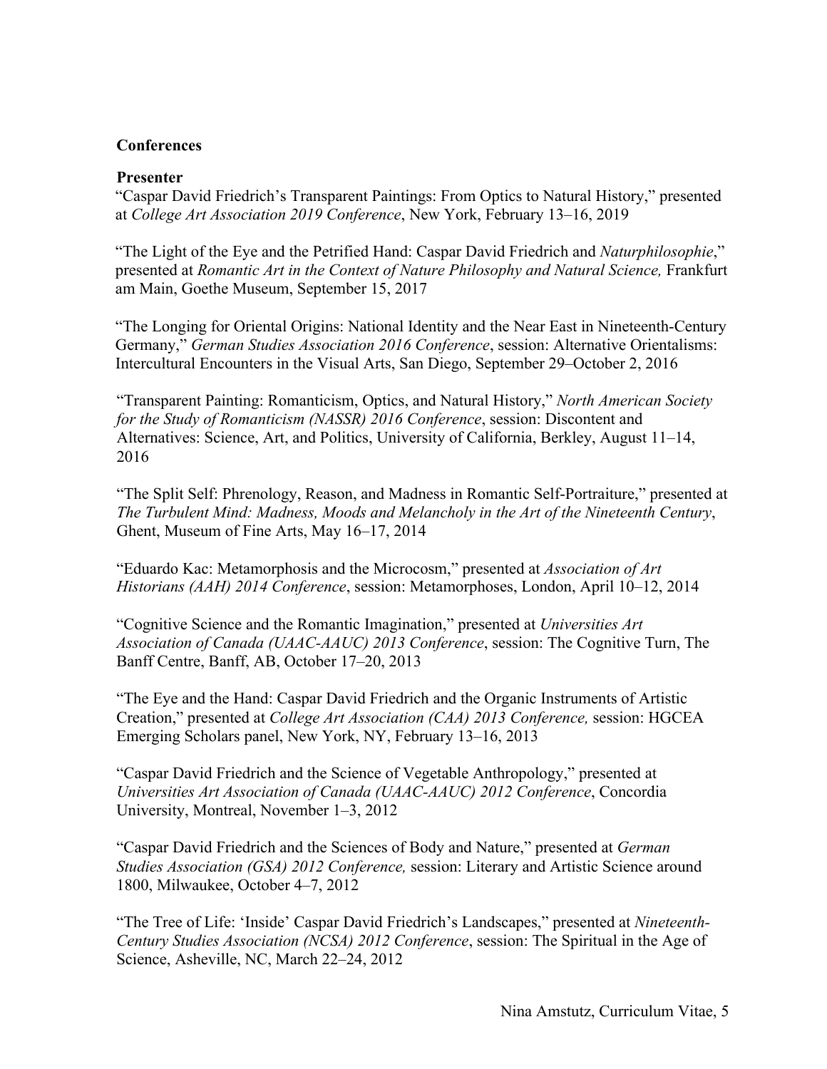## Conferences

### Presenter

"Caspar David Friedrich's Transparent Paintings: From Optics to Natural History," presented at *College Art Association 2019 Conference*, New York, February 13–16, 2019

"The Light of the Eye and the Petrified Hand: Caspar David Friedrich and *Naturphilosophie*," presented at *Romantic Art in the Context of Nature Philosophy and Natural Science,* Frankfurt am Main, Goethe Museum, September 15, 2017

"The Longing for Oriental Origins: National Identity and the Near East in Nineteenth-Century Germany," *German Studies Association 2016 Conference*, session: Alternative Orientalisms: Intercultural Encounters in the Visual Arts, San Diego, September 29–October 2, 2016

"Transparent Painting: Romanticism, Optics, and Natural History," *North American Society for the Study of Romanticism (NASSR) 2016 Conference*, session: Discontent and Alternatives: Science, Art, and Politics, University of California, Berkley, August 11–14, 2016

"The Split Self: Phrenology, Reason, and Madness in Romantic Self-Portraiture," presented at *The Turbulent Mind: Madness, Moods and Melancholy in the Art of the Nineteenth Century*, Ghent, Museum of Fine Arts, May 16–17, 2014

"Eduardo Kac: Metamorphosis and the Microcosm," presented at *Association of Art Historians (AAH) 2014 Conference*, session: Metamorphoses, London, April 10–12, 2014

"Cognitive Science and the Romantic Imagination," presented at *Universities Art Association of Canada (UAAC-AAUC) 2013 Conference*, session: The Cognitive Turn, The Banff Centre, Banff, AB, October 17–20, 2013

"The Eye and the Hand: Caspar David Friedrich and the Organic Instruments of Artistic Creation," presented at *College Art Association (CAA) 2013 Conference,* session: HGCEA Emerging Scholars panel, New York, NY, February 13–16, 2013

"Caspar David Friedrich and the Science of Vegetable Anthropology," presented at *Universities Art Association of Canada (UAAC-AAUC) 2012 Conference*, Concordia University, Montreal, November 1–3, 2012

"Caspar David Friedrich and the Sciences of Body and Nature," presented at *German Studies Association (GSA) 2012 Conference,* session: Literary and Artistic Science around 1800, Milwaukee, October 4–7, 2012

"The Tree of Life: 'Inside' Caspar David Friedrich's Landscapes," presented at *Nineteenth-Century Studies Association (NCSA) 2012 Conference*, session: The Spiritual in the Age of Science, Asheville, NC, March 22–24, 2012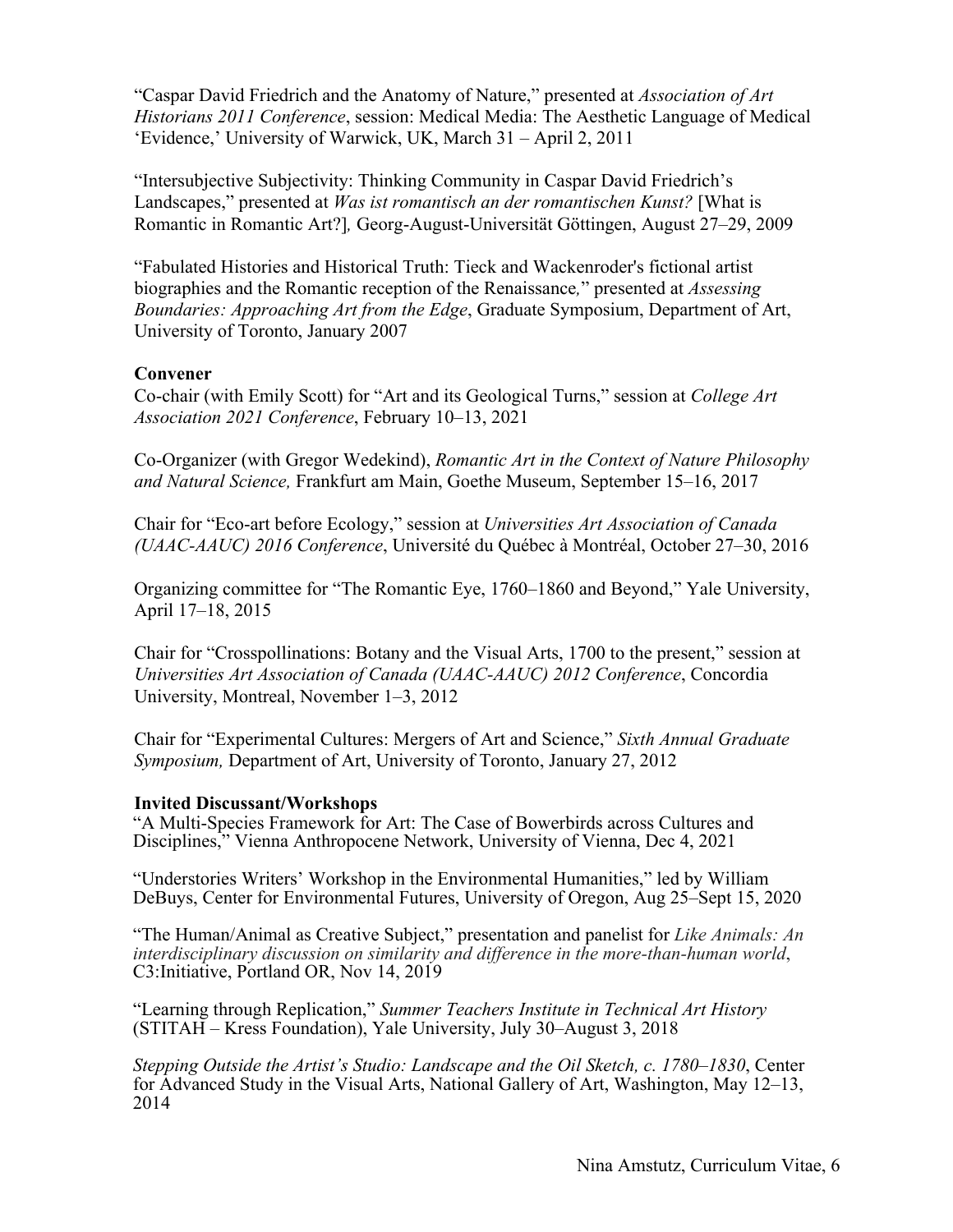"Caspar David Friedrich and the Anatomy of Nature," presented at *Association of Art Historians 2011 Conference*, session: Medical Media: The Aesthetic Language of Medical 'Evidence,' University of Warwick, UK, March 31 – April 2, 2011

"Intersubjective Subjectivity: Thinking Community in Caspar David Friedrich's Landscapes," presented at *Was ist romantisch an der romantischen Kunst?* [What is Romantic in Romantic Art?], Georg-August-Universität Göttingen, August 27–29, 2009

"Fabulated Histories and Historical Truth: Tieck and Wackenroder's fictional artist biographies and the Romantic reception of the Renaissance," presented at *Assessing Boundaries: Approaching Art from the Edge*, Graduate Symposium, Department of Art, University of Toronto, January 2007

**Convener**

Co-chair (with Emily Scott) for "Art and its Geological Turns," session at *College Art Association 2021 Conference*, February 10–13, 2021

Co-Organizer (with Gregor Wedekind), *Romantic Art in the Context of Nature Philosophy and Natural Science,* Frankfurt am Main, Goethe Museum, September 15–16, 2017

Chair for "Eco-art before Ecology," session at *Universities Art Association of Canada (UAAC-AAUC) 2016 Conference*, Université du Québec à Montréal, October 27–30, 2016

Organizing committee for "The Romantic Eye, 1760–1860 and Beyond," Yale University, April 17–18, 2015

Chair for "Crosspollinations: Botany and the Visual Arts, 1700 to the present," session at *Universities Art Association of Canada (UAAC-AAUC) 2012 Conference*, Concordia University, Montreal, November 1–3, 2012

Chair for "Experimental Cultures: Mergers of Art and Science," *Sixth Annual Graduate Symposium,* Department of Art, University of Toronto, January 27, 2012

**Invited Discussant/Workshops**

"A Multi-Species Framework for Art: The Case of Bowerbirds across Cultures and Disciplines," Vienna Anthropocene Network, University of Vienna, Dec 4, 2021

"Understories Writers' Workshop in the Environmental Humanities," led by William DeBuys, Center for Environmental Futures, University of Oregon, Aug 25–Sept 15, 2020

"The Human/Animal as Creative Subject," presentation and panelist for *Like Animals: An interdisciplinary discussion on similarity and difference in the more-than-human world*, C3:Initiative, Portland OR, Nov 14, 2019

"Learning through Replication," *Summer Teachers Institute in Technical Art History* (STITAH – Kress Foundation), Yale University, July 30–August 3, 2018

*Stepping Outside the Artist's Studio: Landscape and the Oil Sketch, c. 1780–1830*, Center for Advanced Study in the Visual Arts, National Gallery of Art, Washington, May 12–13, 2014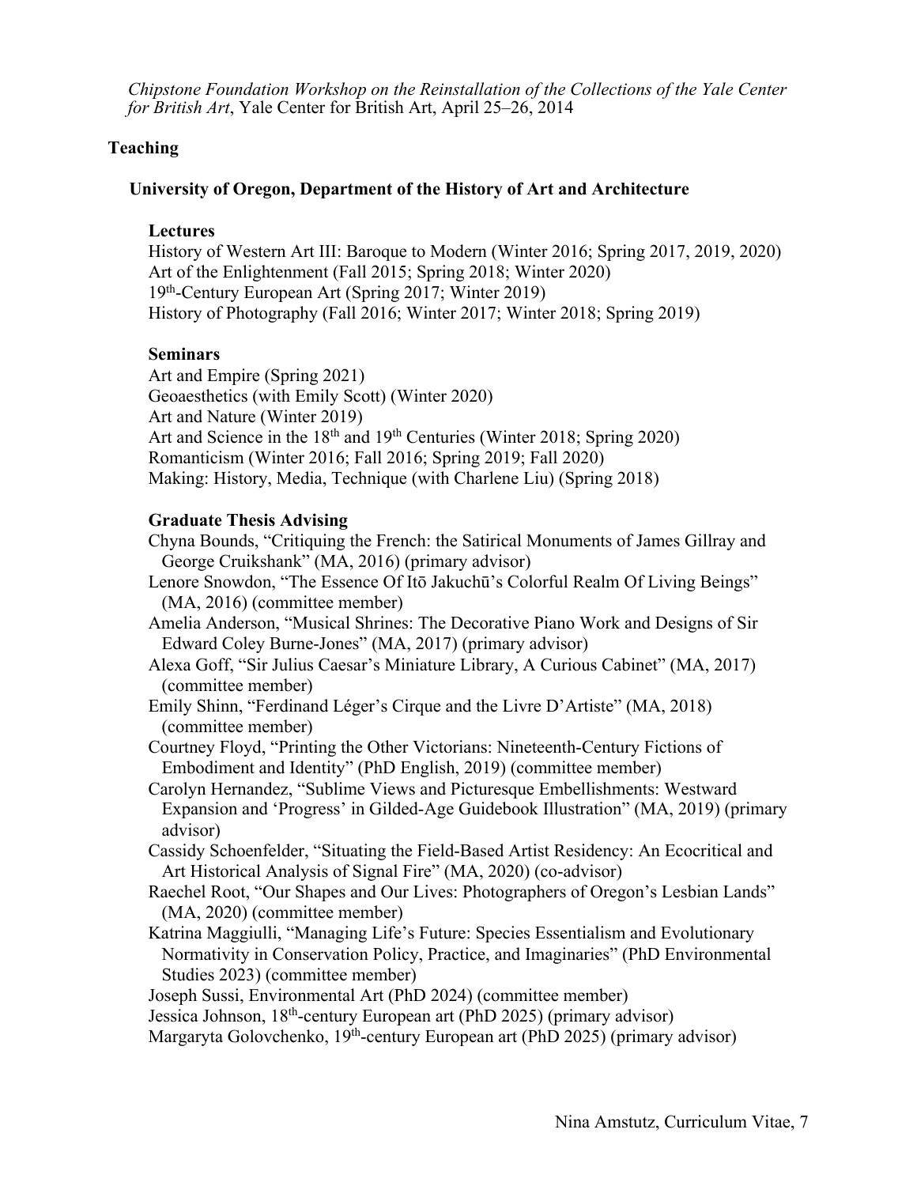*Chipstone Foundation Workshop on the Reinstallation of the Collections of the Yale Center for British Art*, Yale Center for British Art, April 25–26, 2014

## Teaching

### University of Oregon, Department of the History of Art and Architecture

**Lectures**

History of Western Art III: Baroque to Modern (Winter 2016; Spring 2017, 2019, 2020)
Art of the Enlightenment (Fall 2015; Spring 2018; Winter 2020)
19th-Century European Art (Spring 2017; Winter 2019)
History of Photography (Fall 2016; Winter 2017; Winter 2018; Spring 2019)

**Seminars**

Art and Empire (Spring 2021)
Geoaesthetics (with Emily Scott) (Winter 2020)
Art and Nature (Winter 2019)
Art and Science in the 18th and 19th Centuries (Winter 2018; Spring 2020)
Romanticism (Winter 2016; Fall 2016; Spring 2019; Fall 2020)
Making: History, Media, Technique (with Charlene Liu) (Spring 2018)

**Graduate Thesis Advising**

Chyna Bounds, "Critiquing the French: the Satirical Monuments of James Gillray and George Cruikshank" (MA, 2016) (primary advisor)
Lenore Snowdon, "The Essence Of Itō Jakuchū's Colorful Realm Of Living Beings" (MA, 2016) (committee member)
Amelia Anderson, "Musical Shrines: The Decorative Piano Work and Designs of Sir Edward Coley Burne-Jones" (MA, 2017) (primary advisor)
Alexa Goff, "Sir Julius Caesar's Miniature Library, A Curious Cabinet" (MA, 2017) (committee member)
Emily Shinn, "Ferdinand Léger's Cirque and the Livre D'Artiste" (MA, 2018) (committee member)
Courtney Floyd, "Printing the Other Victorians: Nineteenth-Century Fictions of Embodiment and Identity" (PhD English, 2019) (committee member)
Carolyn Hernandez, "Sublime Views and Picturesque Embellishments: Westward Expansion and 'Progress' in Gilded-Age Guidebook Illustration" (MA, 2019) (primary advisor)
Cassidy Schoenfelder, "Situating the Field-Based Artist Residency: An Ecocritical and Art Historical Analysis of Signal Fire" (MA, 2020) (co-advisor)
Raechel Root, "Our Shapes and Our Lives: Photographers of Oregon's Lesbian Lands" (MA, 2020) (committee member)
Katrina Maggiulli, "Managing Life's Future: Species Essentialism and Evolutionary Normativity in Conservation Policy, Practice, and Imaginaries" (PhD Environmental Studies 2023) (committee member)
Joseph Sussi, Environmental Art (PhD 2024) (committee member)
Jessica Johnson, 18th-century European art (PhD 2025) (primary advisor)
Margaryta Golovchenko, 19th-century European art (PhD 2025) (primary advisor)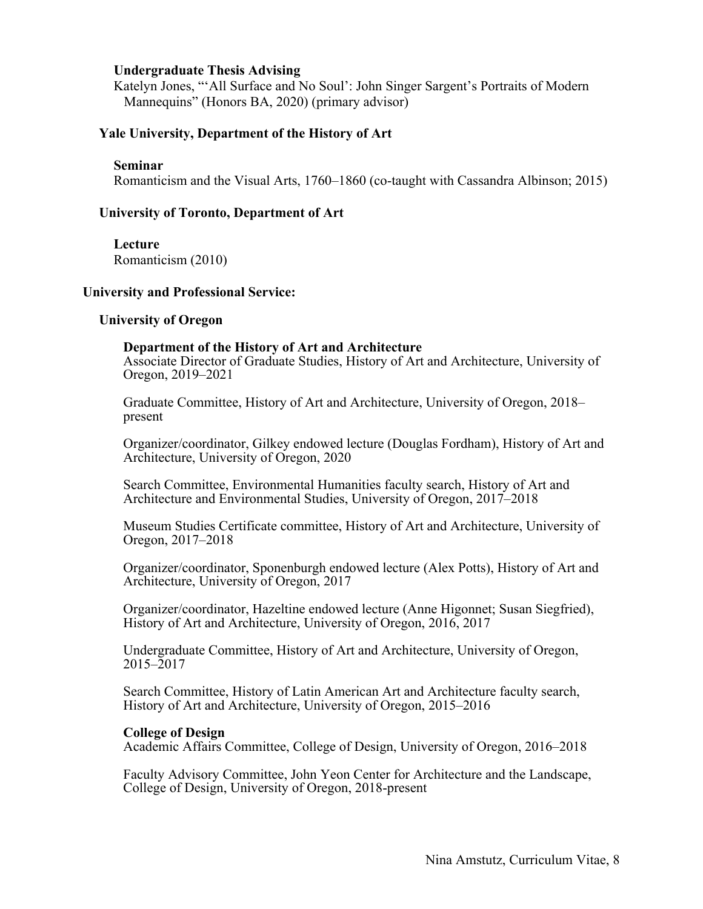**Undergraduate Thesis Advising**

Katelyn Jones, "'All Surface and No Soul': John Singer Sargent's Portraits of Modern Mannequins" (Honors BA, 2020) (primary advisor)

### Yale University, Department of the History of Art

**Seminar**

Romanticism and the Visual Arts, 1760–1860 (co-taught with Cassandra Albinson; 2015)

### University of Toronto, Department of Art

**Lecture**

Romanticism (2010)

## University and Professional Service:

### University of Oregon

**Department of the History of Art and Architecture**

Associate Director of Graduate Studies, History of Art and Architecture, University of Oregon, 2019–2021

Graduate Committee, History of Art and Architecture, University of Oregon, 2018–present

Organizer/coordinator, Gilkey endowed lecture (Douglas Fordham), History of Art and Architecture, University of Oregon, 2020

Search Committee, Environmental Humanities faculty search, History of Art and Architecture and Environmental Studies, University of Oregon, 2017–2018

Museum Studies Certificate committee, History of Art and Architecture, University of Oregon, 2017–2018

Organizer/coordinator, Sponenburgh endowed lecture (Alex Potts), History of Art and Architecture, University of Oregon, 2017

Organizer/coordinator, Hazeltine endowed lecture (Anne Higonnet; Susan Siegfried), History of Art and Architecture, University of Oregon, 2016, 2017

Undergraduate Committee, History of Art and Architecture, University of Oregon, 2015–2017

Search Committee, History of Latin American Art and Architecture faculty search, History of Art and Architecture, University of Oregon, 2015–2016

**College of Design**

Academic Affairs Committee, College of Design, University of Oregon, 2016–2018

Faculty Advisory Committee, John Yeon Center for Architecture and the Landscape, College of Design, University of Oregon, 2018-present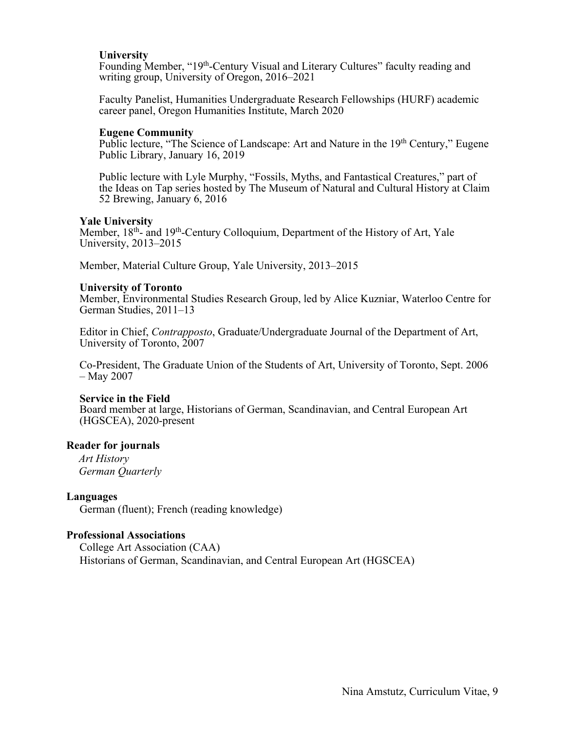**University**

Founding Member, "19th-Century Visual and Literary Cultures" faculty reading and writing group, University of Oregon, 2016–2021

Faculty Panelist, Humanities Undergraduate Research Fellowships (HURF) academic career panel, Oregon Humanities Institute, March 2020

**Eugene Community**

Public lecture, "The Science of Landscape: Art and Nature in the 19th Century," Eugene Public Library, January 16, 2019

Public lecture with Lyle Murphy, "Fossils, Myths, and Fantastical Creatures," part of the Ideas on Tap series hosted by The Museum of Natural and Cultural History at Claim 52 Brewing, January 6, 2016

**Yale University**

Member, 18th- and 19th-Century Colloquium, Department of the History of Art, Yale University, 2013–2015

Member, Material Culture Group, Yale University, 2013–2015

**University of Toronto**

Member, Environmental Studies Research Group, led by Alice Kuzniar, Waterloo Centre for German Studies, 2011–13

Editor in Chief, *Contrapposto*, Graduate/Undergraduate Journal of the Department of Art, University of Toronto, 2007

Co-President, The Graduate Union of the Students of Art, University of Toronto, Sept. 2006 – May 2007

**Service in the Field**

Board member at large, Historians of German, Scandinavian, and Central European Art (HGSCEA), 2020-present

## Reader for journals

*Art History*
*German Quarterly*

## Languages

German (fluent); French (reading knowledge)

## Professional Associations

College Art Association (CAA)
Historians of German, Scandinavian, and Central European Art (HGSCEA)